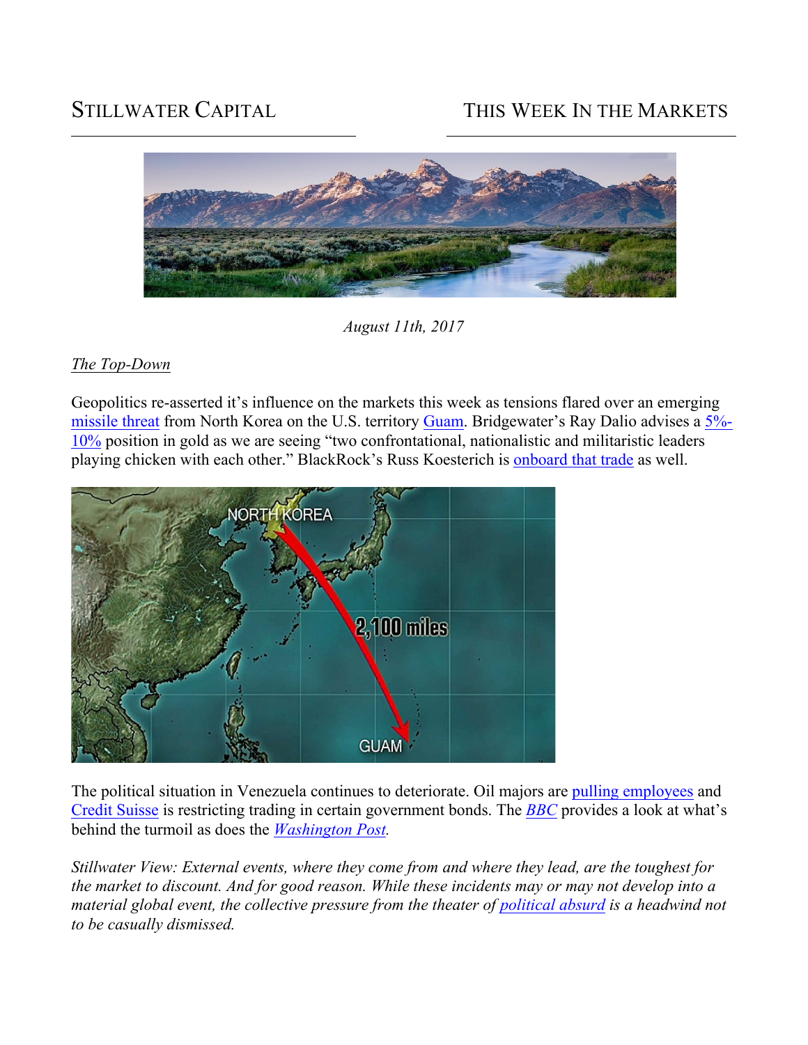STILLWATER CAPITAL

THIS WEEK IN THE MARKETS

*August 11th, 2017*

## The Top-Down

Geopolitics re-asserted it's influence on the markets this week as tensions flared over an emerging missile threat from North Korea on the U.S. territory Guam. Bridgewater's Ray Dalio advises a 5%-10% position in gold as we are seeing "two confrontational, nationalistic and militaristic leaders playing chicken with each other." BlackRock's Russ Koesterich is onboard that trade as well.

The political situation in Venezuela continues to deteriorate. Oil majors are pulling employees and Credit Suisse is restricting trading in certain government bonds. The *BBC* provides a look at what's behind the turmoil as does the *Washington Post.*

*Stillwater View: External events, where they come from and where they lead, are the toughest for the market to discount. And for good reason. While these incidents may or may not develop into a material global event, the collective pressure from the theater of political absurd is a headwind not to be casually dismissed.*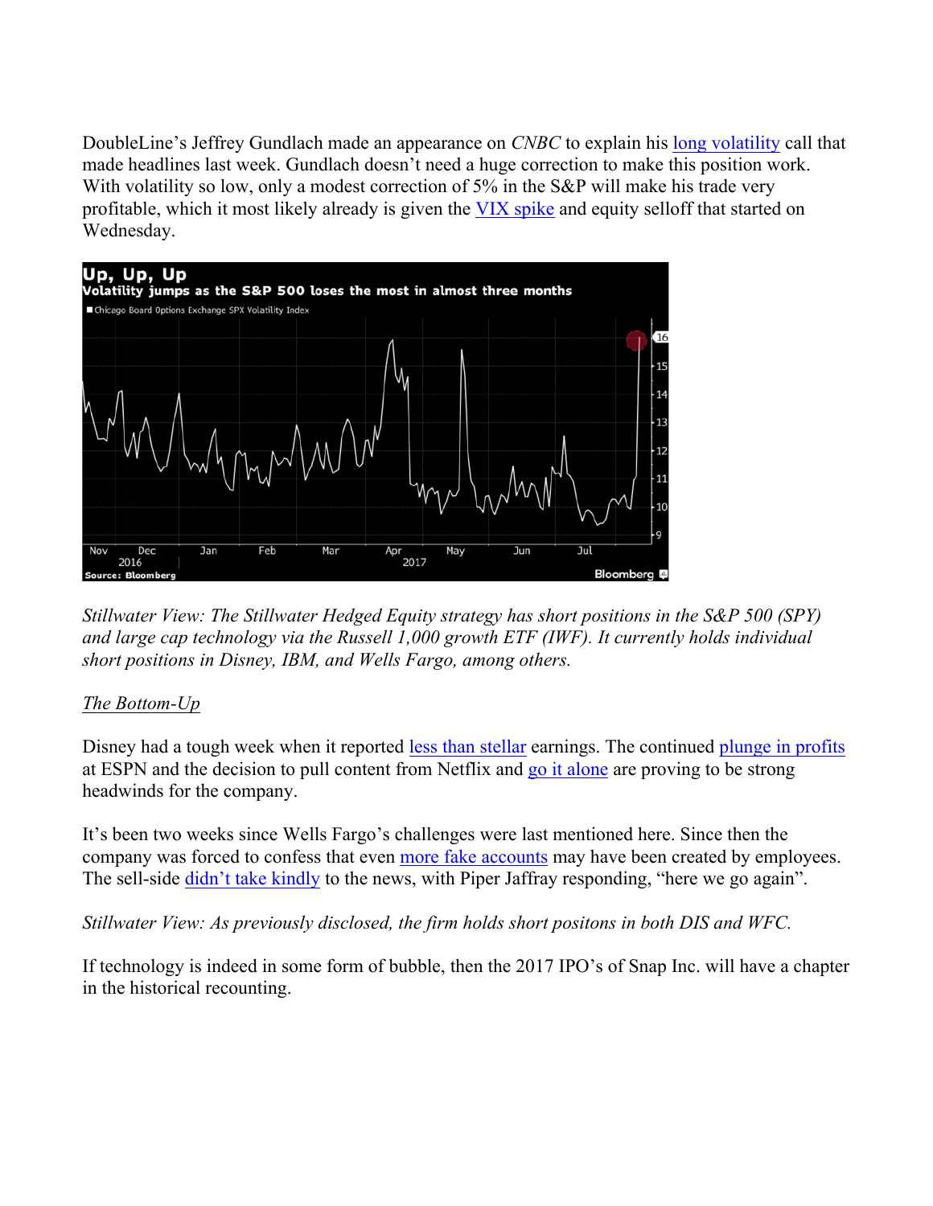DoubleLine's Jeffrey Gundlach made an appearance on *CNBC* to explain his long volatility call that made headlines last week. Gundlach doesn't need a huge correction to make this position work. With volatility so low, only a modest correction of 5% in the S&P will make his trade very profitable, which it most likely already is given the VIX spike and equity selloff that started on Wednesday.

*Stillwater View: The Stillwater Hedged Equity strategy has short positions in the S&P 500 (SPY) and large cap technology via the Russell 1,000 growth ETF (IWF). It currently holds individual short positions in Disney, IBM, and Wells Fargo, among others.*

## The Bottom-Up

Disney had a tough week when it reported less than stellar earnings. The continued plunge in profits at ESPN and the decision to pull content from Netflix and go it alone are proving to be strong headwinds for the company.

It's been two weeks since Wells Fargo's challenges were last mentioned here. Since then the company was forced to confess that even more fake accounts may have been created by employees. The sell-side didn't take kindly to the news, with Piper Jaffray responding, "here we go again".

*Stillwater View: As previously disclosed, the firm holds short positons in both DIS and WFC.*

If technology is indeed in some form of bubble, then the 2017 IPO's of Snap Inc. will have a chapter in the historical recounting.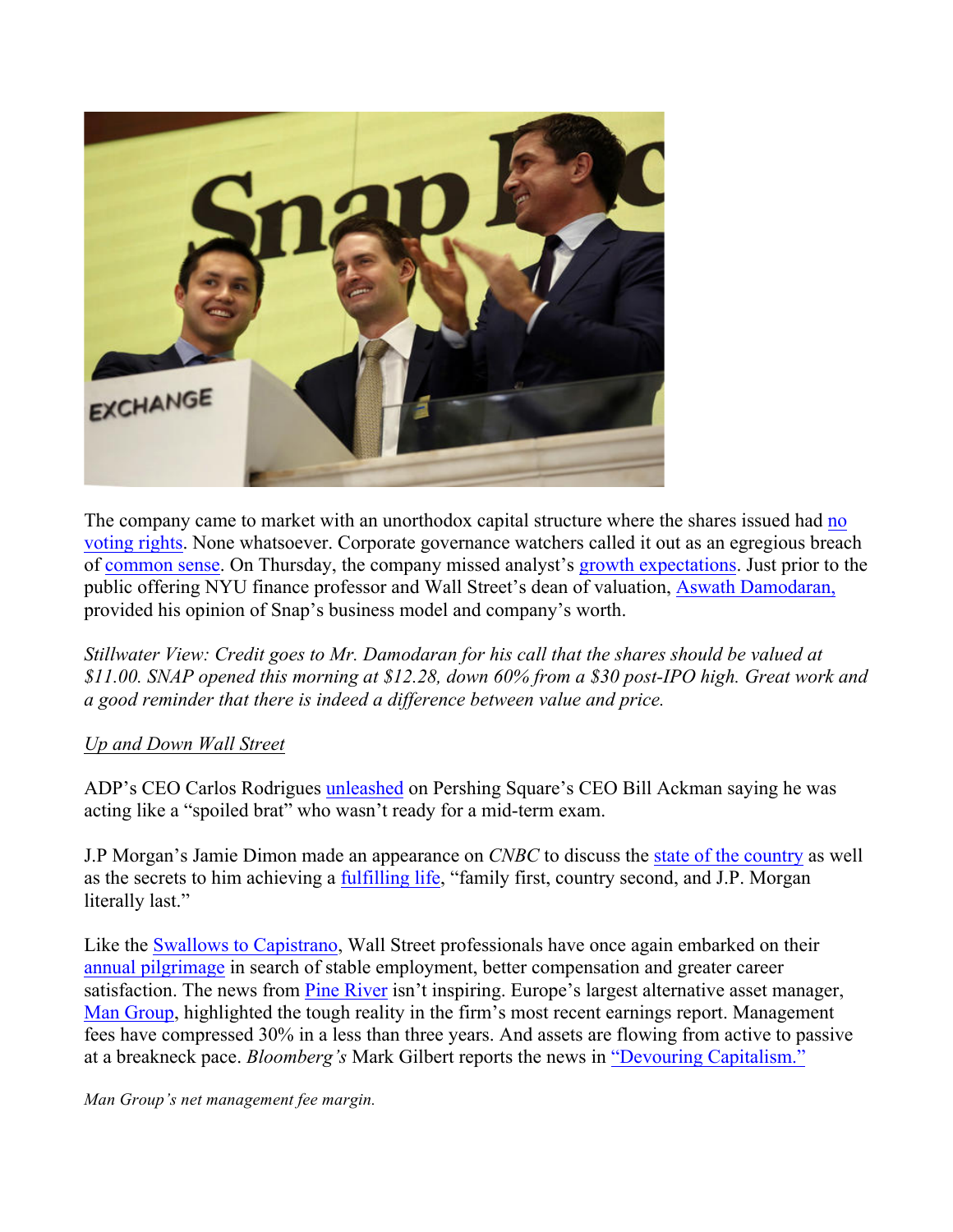The company came to market with an unorthodox capital structure where the shares issued had no voting rights. None whatsoever. Corporate governance watchers called it out as an egregious breach of common sense. On Thursday, the company missed analyst's growth expectations. Just prior to the public offering NYU finance professor and Wall Street's dean of valuation, Aswath Damodaran, provided his opinion of Snap's business model and company's worth.

*Stillwater View: Credit goes to Mr. Damodaran for his call that the shares should be valued at $11.00. SNAP opened this morning at $12.28, down 60% from a $30 post-IPO high. Great work and a good reminder that there is indeed a difference between value and price.*

<u>*Up and Down Wall Street*</u>

ADP's CEO Carlos Rodrigues unleashed on Pershing Square's CEO Bill Ackman saying he was acting like a "spoiled brat" who wasn't ready for a mid-term exam.

J.P Morgan's Jamie Dimon made an appearance on *CNBC* to discuss the state of the country as well as the secrets to him achieving a fulfilling life, "family first, country second, and J.P. Morgan literally last."

Like the Swallows to Capistrano, Wall Street professionals have once again embarked on their annual pilgrimage in search of stable employment, better compensation and greater career satisfaction. The news from Pine River isn't inspiring. Europe's largest alternative asset manager, Man Group, highlighted the tough reality in the firm's most recent earnings report. Management fees have compressed 30% in a less than three years. And assets are flowing from active to passive at a breakneck pace. *Bloomberg's* Mark Gilbert reports the news in "Devouring Capitalism."

*Man Group's net management fee margin.*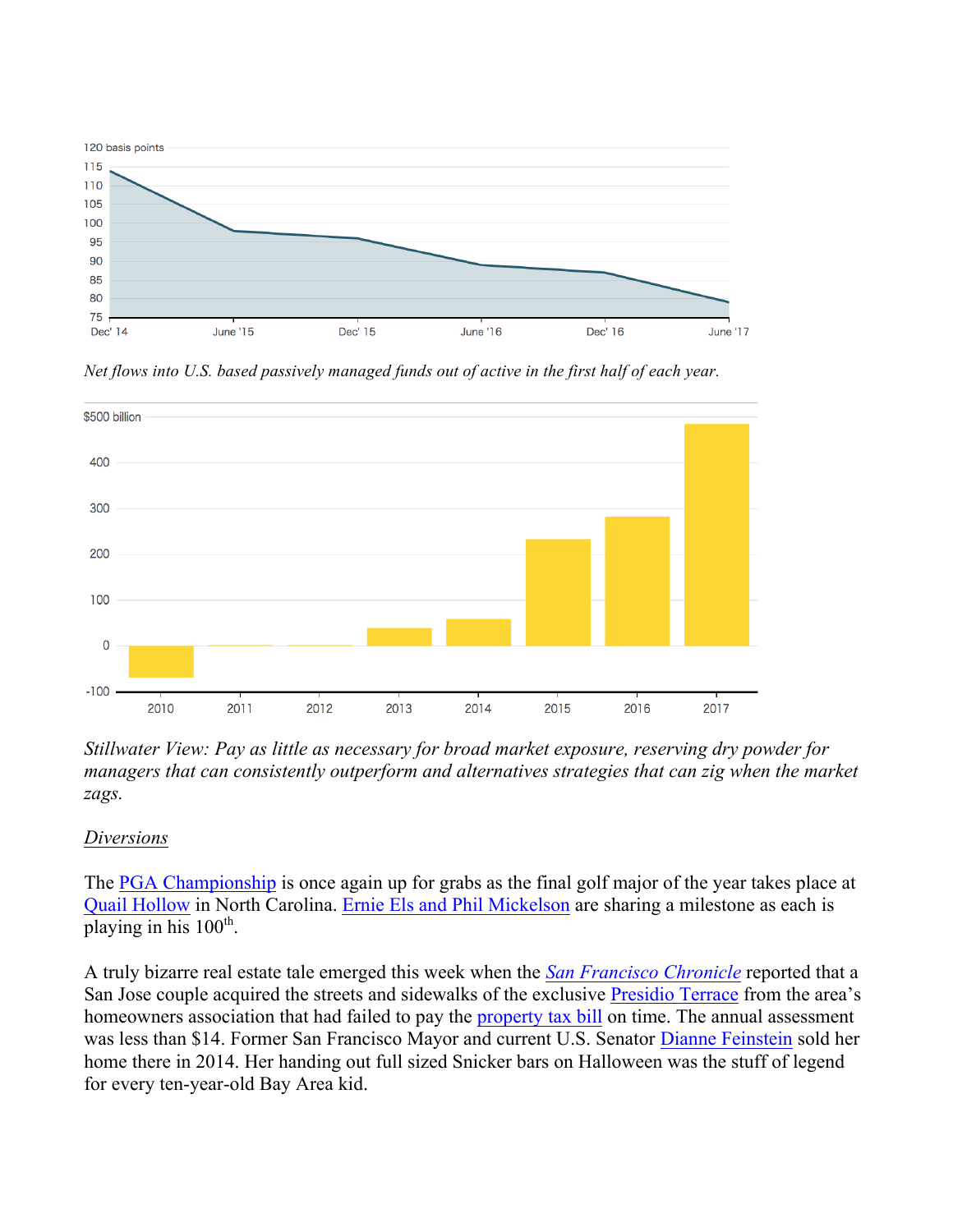120 basis points

115
110
105
100
95
90
85
80
75

Dec' 14 | June '15 | Dec' 15 | June '16 | Dec' 16 | June '17

*Net flows into U.S. based passively managed funds out of active in the first half of each year.*

$500 billion

400
300
200
100
0
-100

2010 | 2011 | 2012 | 2013 | 2014 | 2015 | 2016 | 2017

*Stillwater View: Pay as little as necessary for broad market exposure, reserving dry powder for managers that can consistently outperform and alternatives strategies that can zig when the market zags.*

## Diversions

The PGA Championship is once again up for grabs as the final golf major of the year takes place at Quail Hollow in North Carolina. Ernie Els and Phil Mickelson are sharing a milestone as each is playing in his 100th.

A truly bizarre real estate tale emerged this week when the *San Francisco Chronicle* reported that a San Jose couple acquired the streets and sidewalks of the exclusive Presidio Terrace from the area's homeowners association that had failed to pay the property tax bill on time. The annual assessment was less than $14. Former San Francisco Mayor and current U.S. Senator Dianne Feinstein sold her home there in 2014. Her handing out full sized Snicker bars on Halloween was the stuff of legend for every ten-year-old Bay Area kid.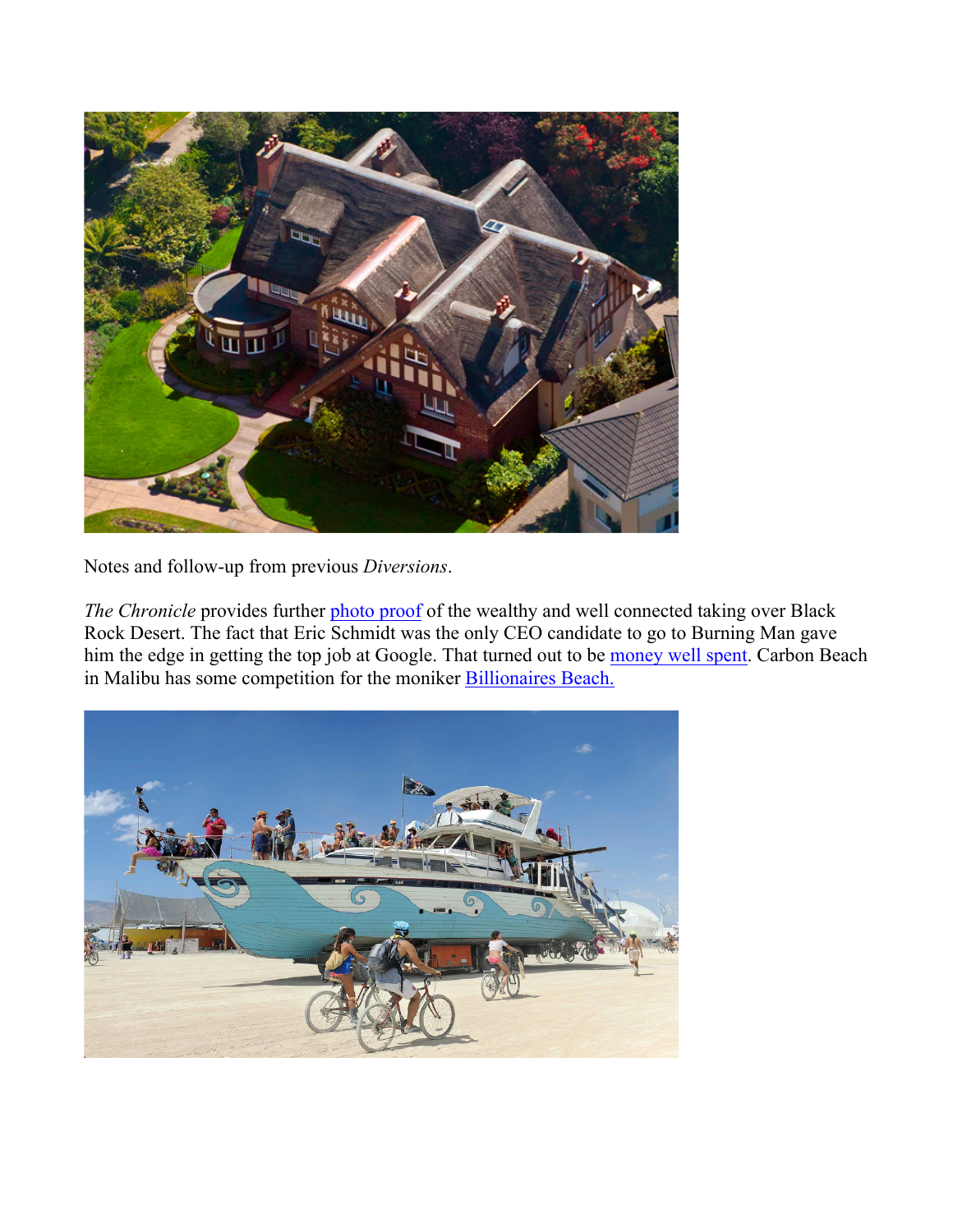Notes and follow-up from previous *Diversions*.

*The Chronicle* provides further photo proof of the wealthy and well connected taking over Black Rock Desert. The fact that Eric Schmidt was the only CEO candidate to go to Burning Man gave him the edge in getting the top job at Google. That turned out to be money well spent. Carbon Beach in Malibu has some competition for the moniker Billionaires Beach.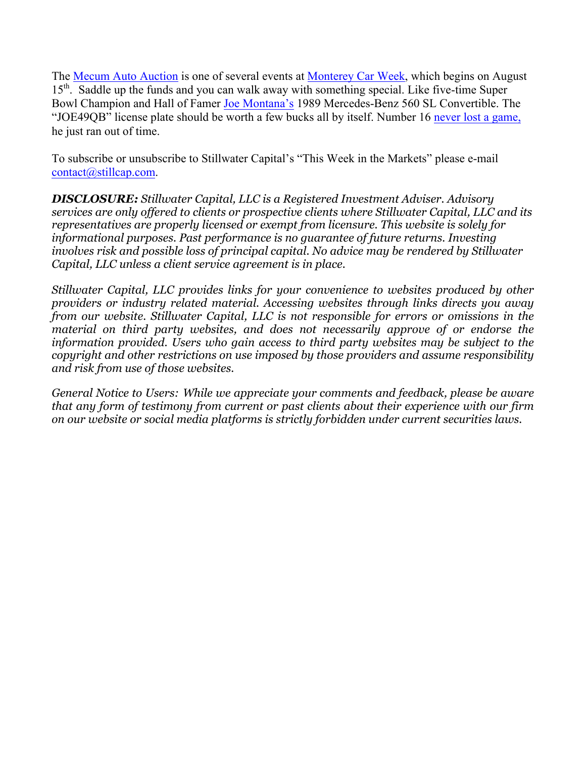The Mecum Auto Auction is one of several events at Monterey Car Week, which begins on August 15th. Saddle up the funds and you can walk away with something special. Like five-time Super Bowl Champion and Hall of Famer Joe Montana's 1989 Mercedes-Benz 560 SL Convertible. The "JOE49QB" license plate should be worth a few bucks all by itself. Number 16 never lost a game, he just ran out of time.

To subscribe or unsubscribe to Stillwater Capital's "This Week in the Markets" please e-mail contact@stillcap.com.

***DISCLOSURE:*** *Stillwater Capital, LLC is a Registered Investment Adviser. Advisory services are only offered to clients or prospective clients where Stillwater Capital, LLC and its representatives are properly licensed or exempt from licensure. This website is solely for informational purposes. Past performance is no guarantee of future returns. Investing involves risk and possible loss of principal capital. No advice may be rendered by Stillwater Capital, LLC unless a client service agreement is in place.*

*Stillwater Capital, LLC provides links for your convenience to websites produced by other providers or industry related material. Accessing websites through links directs you away from our website. Stillwater Capital, LLC is not responsible for errors or omissions in the material on third party websites, and does not necessarily approve of or endorse the information provided. Users who gain access to third party websites may be subject to the copyright and other restrictions on use imposed by those providers and assume responsibility and risk from use of those websites.*

*General Notice to Users: While we appreciate your comments and feedback, please be aware that any form of testimony from current or past clients about their experience with our firm on our website or social media platforms is strictly forbidden under current securities laws.*